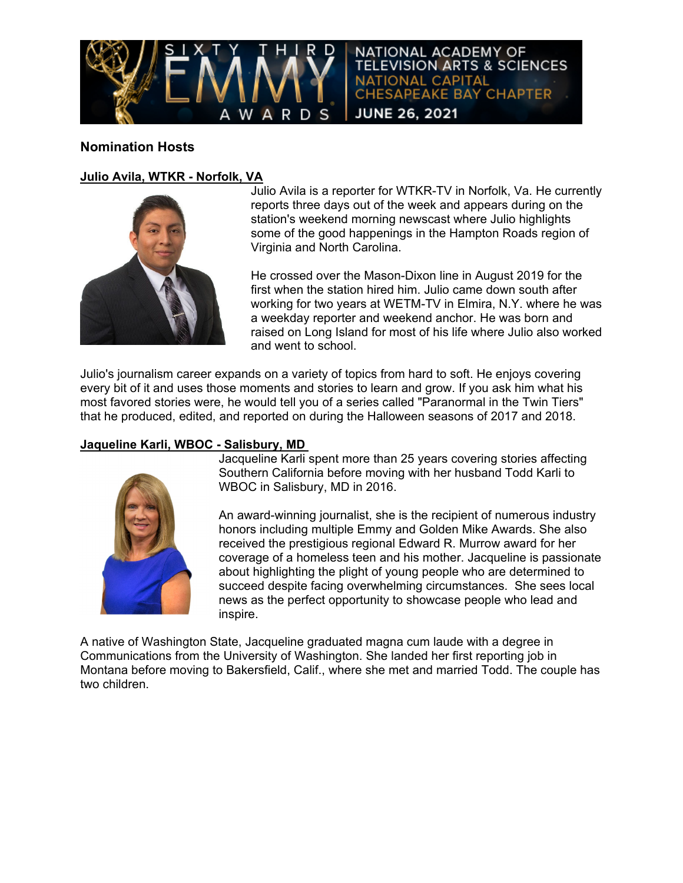SIXTY THIRD EMMY AWARDS | NATIONAL ACADEMY OF TELEVISION ARTS & SCIENCES NATIONAL CAPITAL CHESAPEAKE BAY CHAPTER | JUNE 26, 2021

## Nomination Hosts

### Julio Avila, WTKR - Norfolk, VA

Julio Avila is a reporter for WTKR-TV in Norfolk, Va. He currently reports three days out of the week and appears during on the station's weekend morning newscast where Julio highlights some of the good happenings in the Hampton Roads region of Virginia and North Carolina.

He crossed over the Mason-Dixon line in August 2019 for the first when the station hired him. Julio came down south after working for two years at WETM-TV in Elmira, N.Y. where he was a weekday reporter and weekend anchor. He was born and raised on Long Island for most of his life where Julio also worked and went to school.

Julio's journalism career expands on a variety of topics from hard to soft. He enjoys covering every bit of it and uses those moments and stories to learn and grow. If you ask him what his most favored stories were, he would tell you of a series called "Paranormal in the Twin Tiers" that he produced, edited, and reported on during the Halloween seasons of 2017 and 2018.

### Jaqueline Karli, WBOC - Salisbury, MD

Jacqueline Karli spent more than 25 years covering stories affecting Southern California before moving with her husband Todd Karli to WBOC in Salisbury, MD in 2016.

An award-winning journalist, she is the recipient of numerous industry honors including multiple Emmy and Golden Mike Awards. She also received the prestigious regional Edward R. Murrow award for her coverage of a homeless teen and his mother. Jacqueline is passionate about highlighting the plight of young people who are determined to succeed despite facing overwhelming circumstances. She sees local news as the perfect opportunity to showcase people who lead and inspire.

A native of Washington State, Jacqueline graduated magna cum laude with a degree in Communications from the University of Washington. She landed her first reporting job in Montana before moving to Bakersfield, Calif., where she met and married Todd. The couple has two children.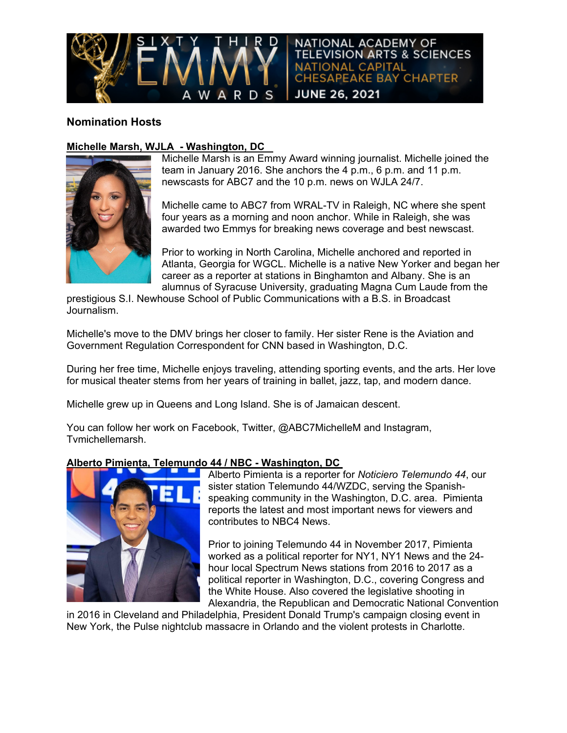SIXTY THIRD EMMY AWARDS
NATIONAL ACADEMY OF TELEVISION ARTS & SCIENCES
NATIONAL CAPITAL CHESAPEAKE BAY CHAPTER
JUNE 26, 2021

## Nomination Hosts

### Michelle Marsh, WJLA - Washington, DC

Michelle Marsh is an Emmy Award winning journalist. Michelle joined the team in January 2016. She anchors the 4 p.m., 6 p.m. and 11 p.m. newscasts for ABC7 and the 10 p.m. news on WJLA 24/7.

Michelle came to ABC7 from WRAL-TV in Raleigh, NC where she spent four years as a morning and noon anchor. While in Raleigh, she was awarded two Emmys for breaking news coverage and best newscast.

Prior to working in North Carolina, Michelle anchored and reported in Atlanta, Georgia for WGCL. Michelle is a native New Yorker and began her career as a reporter at stations in Binghamton and Albany. She is an alumnus of Syracuse University, graduating Magna Cum Laude from the prestigious S.I. Newhouse School of Public Communications with a B.S. in Broadcast Journalism.

Michelle's move to the DMV brings her closer to family. Her sister Rene is the Aviation and Government Regulation Correspondent for CNN based in Washington, D.C.

During her free time, Michelle enjoys traveling, attending sporting events, and the arts. Her love for musical theater stems from her years of training in ballet, jazz, tap, and modern dance.

Michelle grew up in Queens and Long Island. She is of Jamaican descent.

You can follow her work on Facebook, Twitter, @ABC7MichelleM and Instagram, Tvmichellemarsh.

### Alberto Pimienta, Telemundo 44 / NBC - Washington, DC

Alberto Pimienta is a reporter for *Noticiero Telemundo 44*, our sister station Telemundo 44/WZDC, serving the Spanish-speaking community in the Washington, D.C. area. Pimienta reports the latest and most important news for viewers and contributes to NBC4 News.

Prior to joining Telemundo 44 in November 2017, Pimienta worked as a political reporter for NY1, NY1 News and the 24-hour local Spectrum News stations from 2016 to 2017 as a political reporter in Washington, D.C., covering Congress and the White House. Also covered the legislative shooting in Alexandria, the Republican and Democratic National Convention in 2016 in Cleveland and Philadelphia, President Donald Trump's campaign closing event in New York, the Pulse nightclub massacre in Orlando and the violent protests in Charlotte.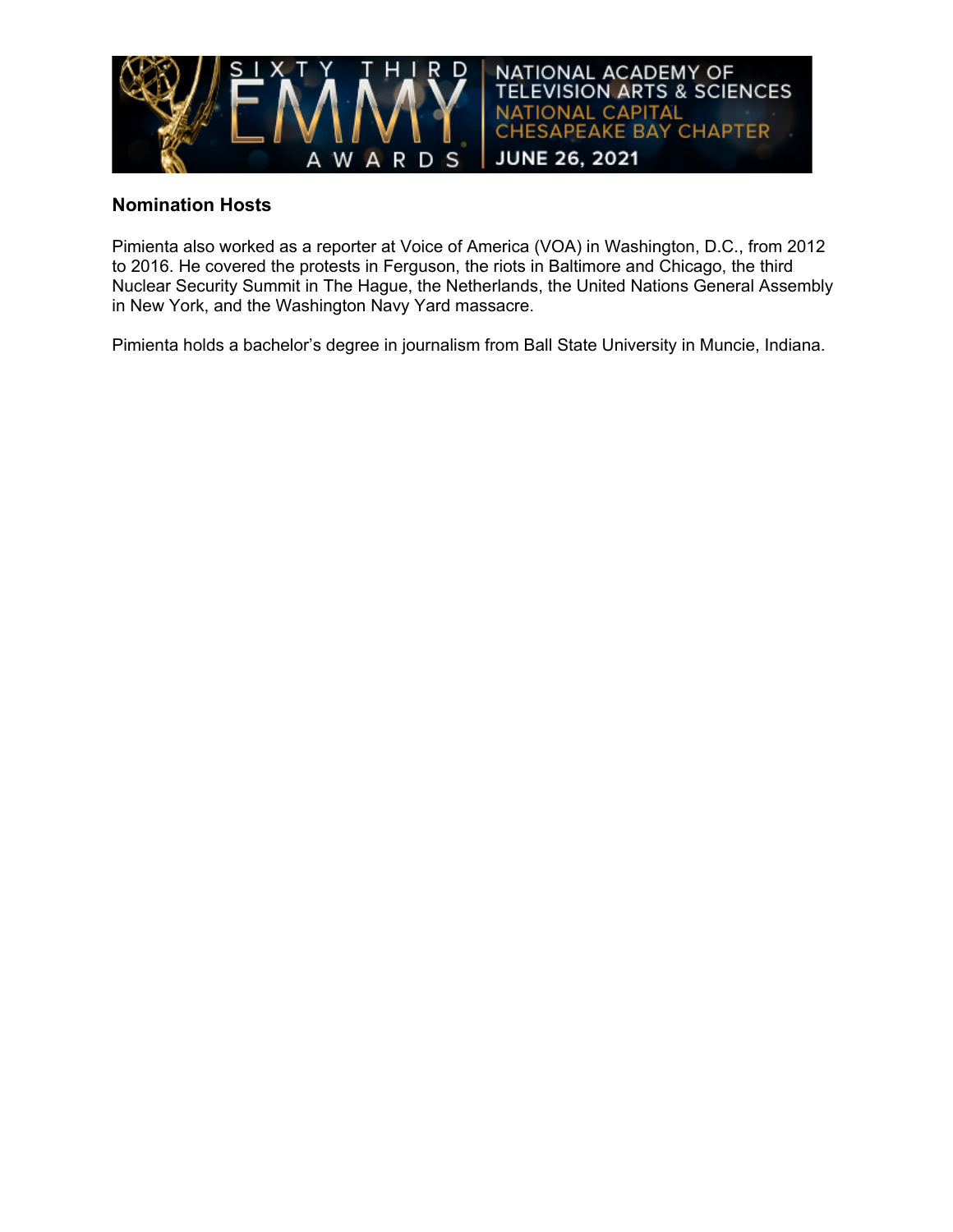## Nomination Hosts

Pimienta also worked as a reporter at Voice of America (VOA) in Washington, D.C., from 2012 to 2016. He covered the protests in Ferguson, the riots in Baltimore and Chicago, the third Nuclear Security Summit in The Hague, the Netherlands, the United Nations General Assembly in New York, and the Washington Navy Yard massacre.

Pimienta holds a bachelor's degree in journalism from Ball State University in Muncie, Indiana.